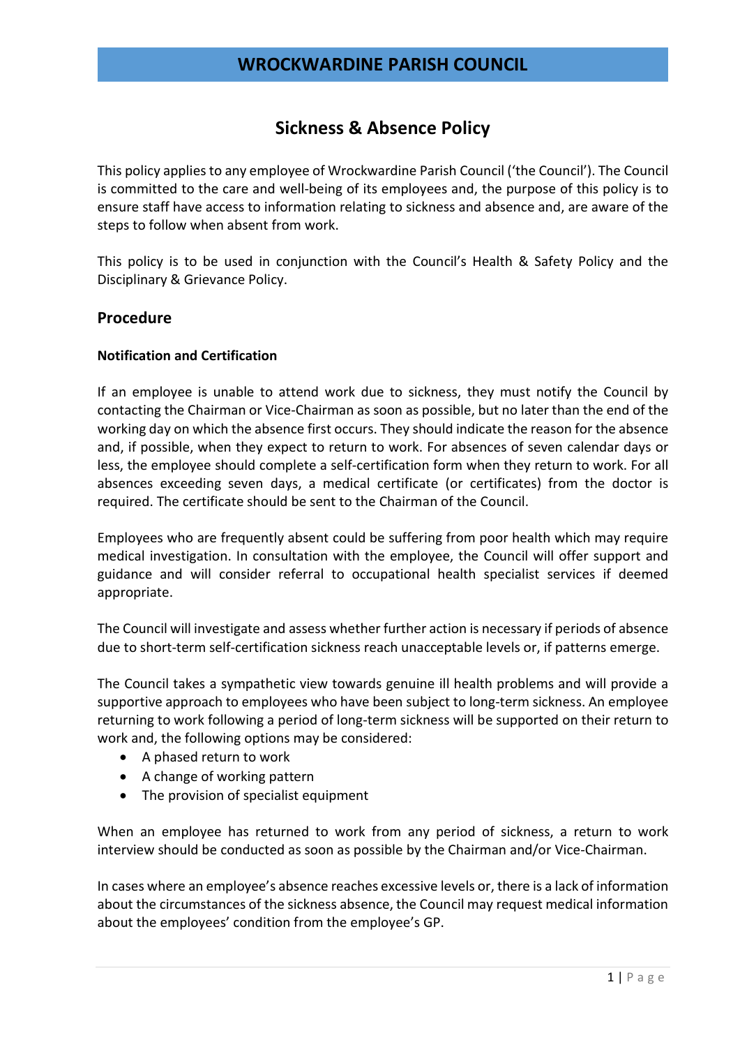# WROCKWARDINE PARISH COUNCIL

## Sickness & Absence Policy

This policy applies to any employee of Wrockwardine Parish Council ('the Council'). The Council is committed to the care and well-being of its employees and, the purpose of this policy is to ensure staff have access to information relating to sickness and absence and, are aware of the steps to follow when absent from work.

This policy is to be used in conjunction with the Council's Health & Safety Policy and the Disciplinary & Grievance Policy.

### Procedure

**Notification and Certification**

If an employee is unable to attend work due to sickness, they must notify the Council by contacting the Chairman or Vice-Chairman as soon as possible, but no later than the end of the working day on which the absence first occurs. They should indicate the reason for the absence and, if possible, when they expect to return to work. For absences of seven calendar days or less, the employee should complete a self-certification form when they return to work. For all absences exceeding seven days, a medical certificate (or certificates) from the doctor is required. The certificate should be sent to the Chairman of the Council.

Employees who are frequently absent could be suffering from poor health which may require medical investigation. In consultation with the employee, the Council will offer support and guidance and will consider referral to occupational health specialist services if deemed appropriate.

The Council will investigate and assess whether further action is necessary if periods of absence due to short-term self-certification sickness reach unacceptable levels or, if patterns emerge.

The Council takes a sympathetic view towards genuine ill health problems and will provide a supportive approach to employees who have been subject to long-term sickness. An employee returning to work following a period of long-term sickness will be supported on their return to work and, the following options may be considered:

- A phased return to work
- A change of working pattern
- The provision of specialist equipment

When an employee has returned to work from any period of sickness, a return to work interview should be conducted as soon as possible by the Chairman and/or Vice-Chairman.

In cases where an employee's absence reaches excessive levels or, there is a lack of information about the circumstances of the sickness absence, the Council may request medical information about the employees' condition from the employee's GP.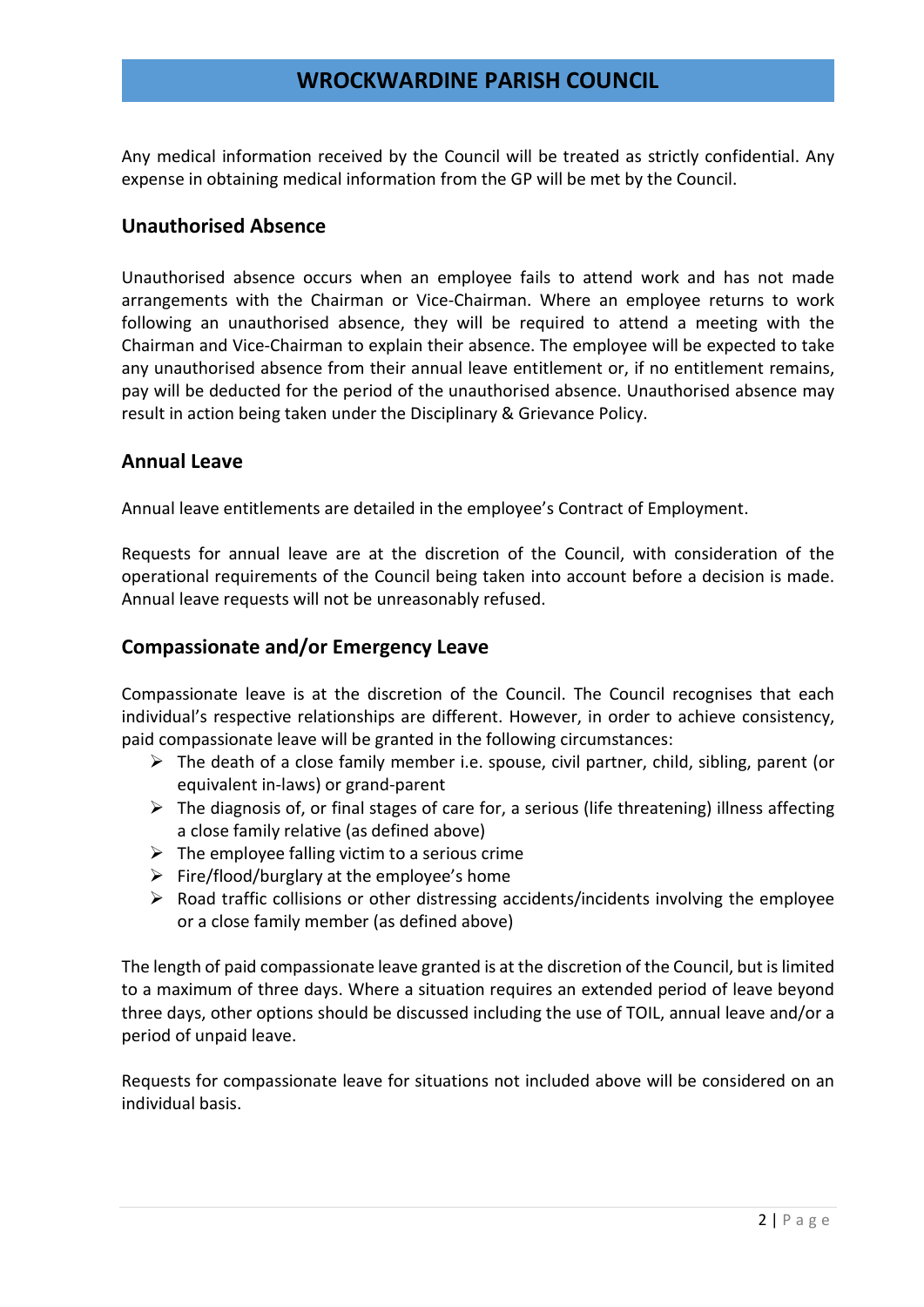Any medical information received by the Council will be treated as strictly confidential. Any expense in obtaining medical information from the GP will be met by the Council.

## Unauthorised Absence

Unauthorised absence occurs when an employee fails to attend work and has not made arrangements with the Chairman or Vice-Chairman. Where an employee returns to work following an unauthorised absence, they will be required to attend a meeting with the Chairman and Vice-Chairman to explain their absence. The employee will be expected to take any unauthorised absence from their annual leave entitlement or, if no entitlement remains, pay will be deducted for the period of the unauthorised absence. Unauthorised absence may result in action being taken under the Disciplinary & Grievance Policy.

## Annual Leave

Annual leave entitlements are detailed in the employee's Contract of Employment.

Requests for annual leave are at the discretion of the Council, with consideration of the operational requirements of the Council being taken into account before a decision is made. Annual leave requests will not be unreasonably refused.

## Compassionate and/or Emergency Leave

Compassionate leave is at the discretion of the Council. The Council recognises that each individual's respective relationships are different. However, in order to achieve consistency, paid compassionate leave will be granted in the following circumstances:

- The death of a close family member i.e. spouse, civil partner, child, sibling, parent (or equivalent in-laws) or grand-parent
- The diagnosis of, or final stages of care for, a serious (life threatening) illness affecting a close family relative (as defined above)
- The employee falling victim to a serious crime
- Fire/flood/burglary at the employee's home
- Road traffic collisions or other distressing accidents/incidents involving the employee or a close family member (as defined above)

The length of paid compassionate leave granted is at the discretion of the Council, but is limited to a maximum of three days. Where a situation requires an extended period of leave beyond three days, other options should be discussed including the use of TOIL, annual leave and/or a period of unpaid leave.

Requests for compassionate leave for situations not included above will be considered on an individual basis.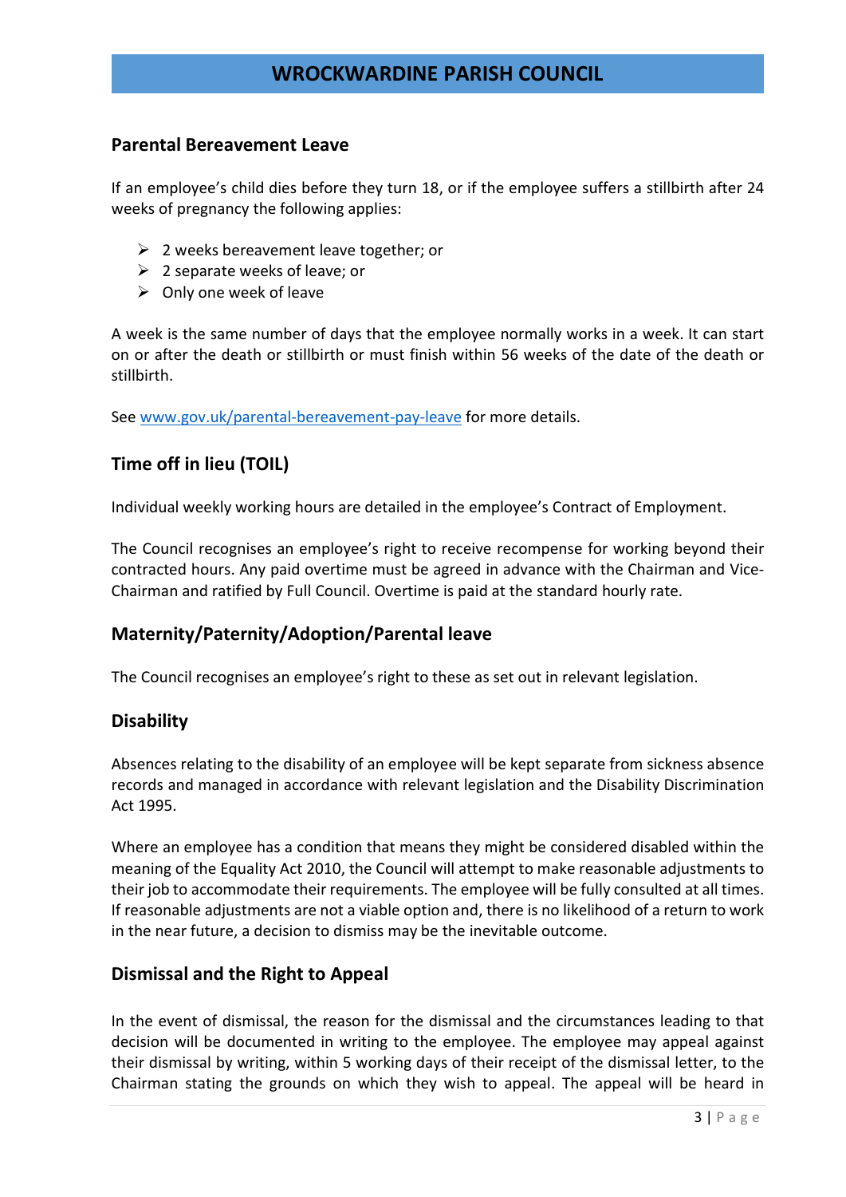## Parental Bereavement Leave

If an employee's child dies before they turn 18, or if the employee suffers a stillbirth after 24 weeks of pregnancy the following applies:

- 2 weeks bereavement leave together; or
- 2 separate weeks of leave; or
- Only one week of leave

A week is the same number of days that the employee normally works in a week. It can start on or after the death or stillbirth or must finish within 56 weeks of the date of the death or stillbirth.

See [www.gov.uk/parental-bereavement-pay-leave](http://www.gov.uk/parental-bereavement-pay-leave) for more details.

## Time off in lieu (TOIL)

Individual weekly working hours are detailed in the employee's Contract of Employment.

The Council recognises an employee's right to receive recompense for working beyond their contracted hours. Any paid overtime must be agreed in advance with the Chairman and Vice-Chairman and ratified by Full Council. Overtime is paid at the standard hourly rate.

## Maternity/Paternity/Adoption/Parental leave

The Council recognises an employee's right to these as set out in relevant legislation.

## Disability

Absences relating to the disability of an employee will be kept separate from sickness absence records and managed in accordance with relevant legislation and the Disability Discrimination Act 1995.

Where an employee has a condition that means they might be considered disabled within the meaning of the Equality Act 2010, the Council will attempt to make reasonable adjustments to their job to accommodate their requirements. The employee will be fully consulted at all times. If reasonable adjustments are not a viable option and, there is no likelihood of a return to work in the near future, a decision to dismiss may be the inevitable outcome.

## Dismissal and the Right to Appeal

In the event of dismissal, the reason for the dismissal and the circumstances leading to that decision will be documented in writing to the employee. The employee may appeal against their dismissal by writing, within 5 working days of their receipt of the dismissal letter, to the Chairman stating the grounds on which they wish to appeal. The appeal will be heard in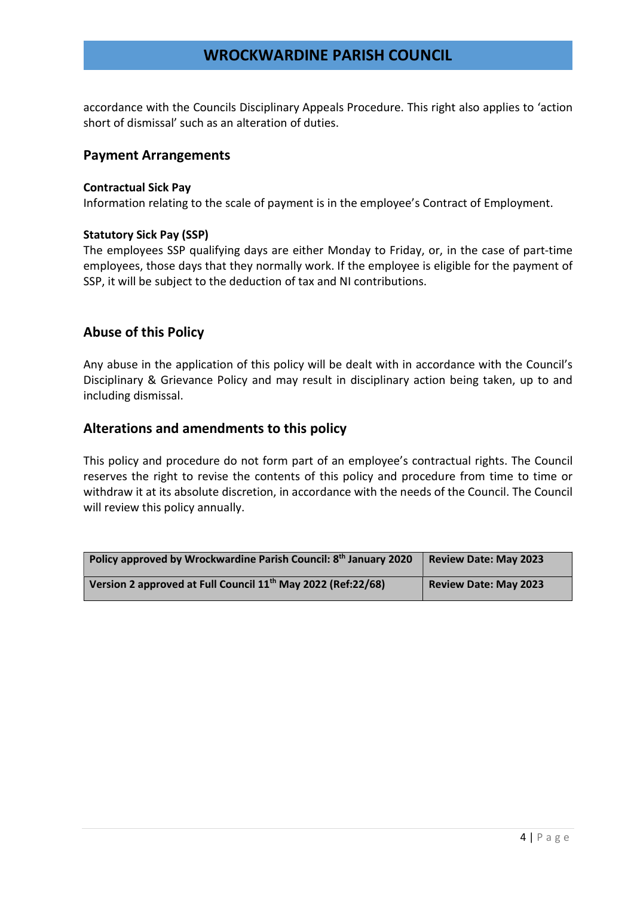accordance with the Councils Disciplinary Appeals Procedure. This right also applies to 'action short of dismissal' such as an alteration of duties.

## Payment Arrangements

**Contractual Sick Pay**
Information relating to the scale of payment is in the employee's Contract of Employment.

**Statutory Sick Pay (SSP)**
The employees SSP qualifying days are either Monday to Friday, or, in the case of part-time employees, those days that they normally work. If the employee is eligible for the payment of SSP, it will be subject to the deduction of tax and NI contributions.

## Abuse of this Policy

Any abuse in the application of this policy will be dealt with in accordance with the Council's Disciplinary & Grievance Policy and may result in disciplinary action being taken, up to and including dismissal.

## Alterations and amendments to this policy

This policy and procedure do not form part of an employee's contractual rights. The Council reserves the right to revise the contents of this policy and procedure from time to time or withdraw it at its absolute discretion, in accordance with the needs of the Council. The Council will review this policy annually.

| | |
|---|---|
| **Policy approved by Wrockwardine Parish Council: 8th January 2020** | **Review Date: May 2023** |
| **Version 2 approved at Full Council 11th May 2022 (Ref:22/68)** | **Review Date: May 2023** |